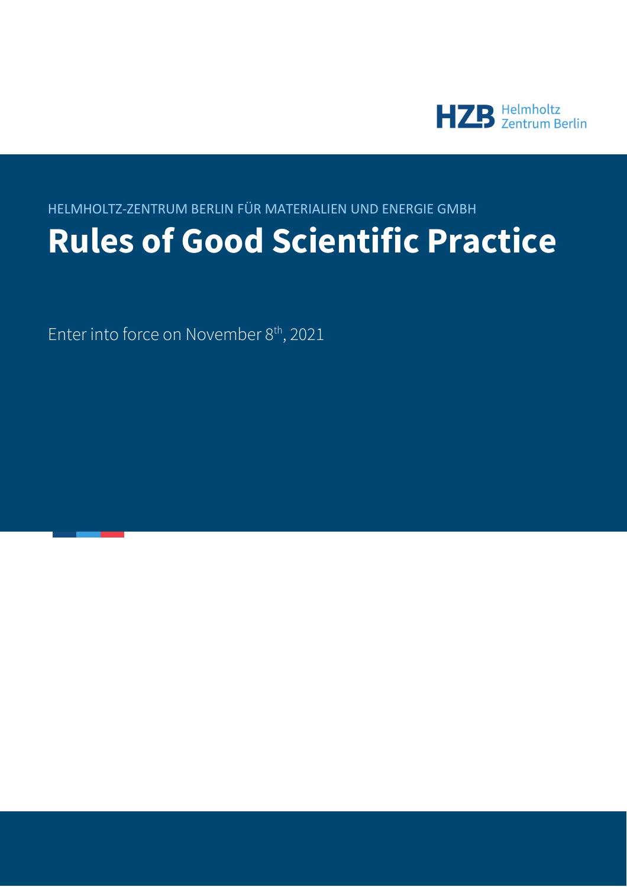HZB Helmholtz Zentrum Berlin

HELMHOLTZ-ZENTRUM BERLIN FÜR MATERIALIEN UND ENERGIE GMBH

# Rules of Good Scientific Practice

Enter into force on November 8th, 2021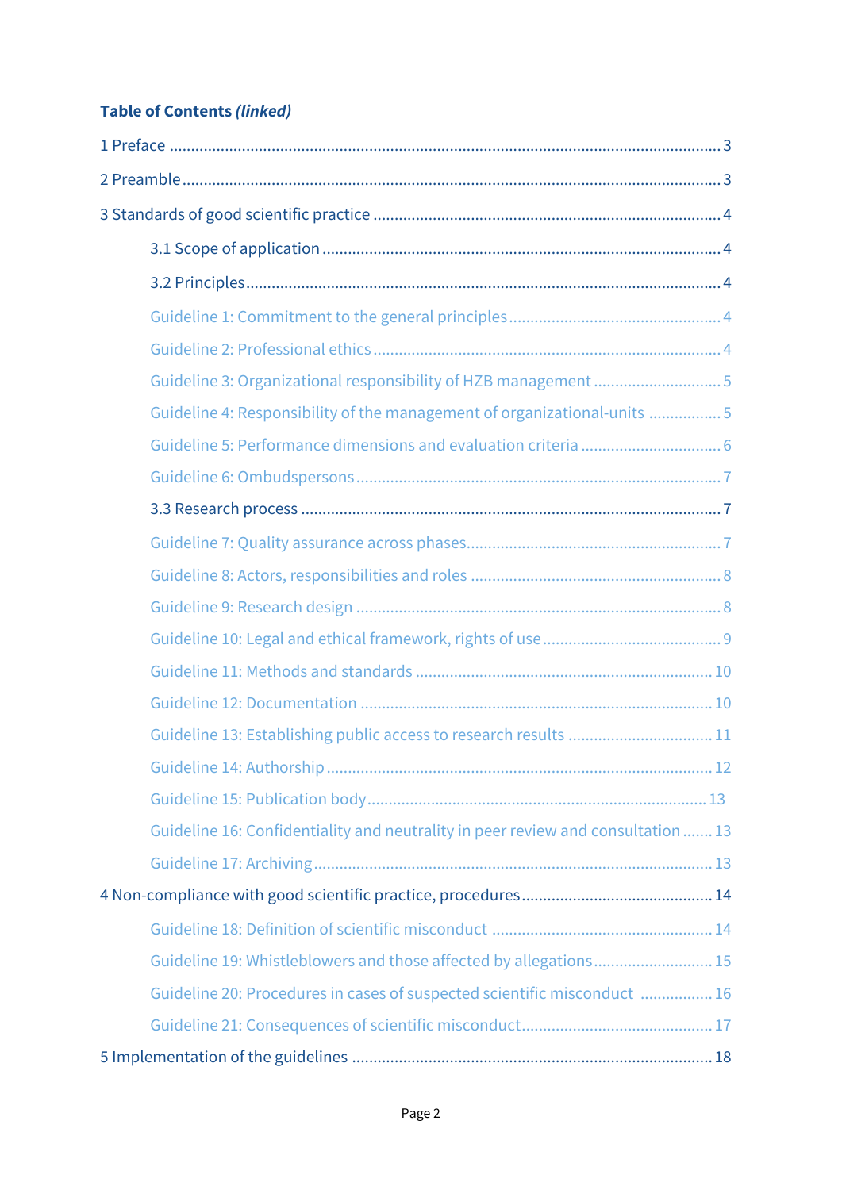**Table of Contents *(linked)***

1 Preface ..... 3

2 Preamble ..... 3

3 Standards of good scientific practice ..... 4

- 3.1 Scope of application ..... 4
- 3.2 Principles ..... 4
  - Guideline 1: Commitment to the general principles ..... 4
  - Guideline 2: Professional ethics ..... 4
  - Guideline 3: Organizational responsibility of HZB management ..... 5
  - Guideline 4: Responsibility of the management of organizational-units ..... 5
  - Guideline 5: Performance dimensions and evaluation criteria ..... 6
  - Guideline 6: Ombudspersons ..... 7
- 3.3 Research process ..... 7
  - Guideline 7: Quality assurance across phases ..... 7
  - Guideline 8: Actors, responsibilities and roles ..... 8
  - Guideline 9: Research design ..... 8
  - Guideline 10: Legal and ethical framework, rights of use ..... 9
  - Guideline 11: Methods and standards ..... 10
  - Guideline 12: Documentation ..... 10
  - Guideline 13: Establishing public access to research results ..... 11
  - Guideline 14: Authorship ..... 12
  - Guideline 15: Publication body ..... 13
  - Guideline 16: Confidentiality and neutrality in peer review and consultation ..... 13
  - Guideline 17: Archiving ..... 13

4 Non-compliance with good scientific practice, procedures ..... 14

- Guideline 18: Definition of scientific misconduct ..... 14
- Guideline 19: Whistleblowers and those affected by allegations ..... 15
- Guideline 20: Procedures in cases of suspected scientific misconduct ..... 16
- Guideline 21: Consequences of scientific misconduct ..... 17

5 Implementation of the guidelines ..... 18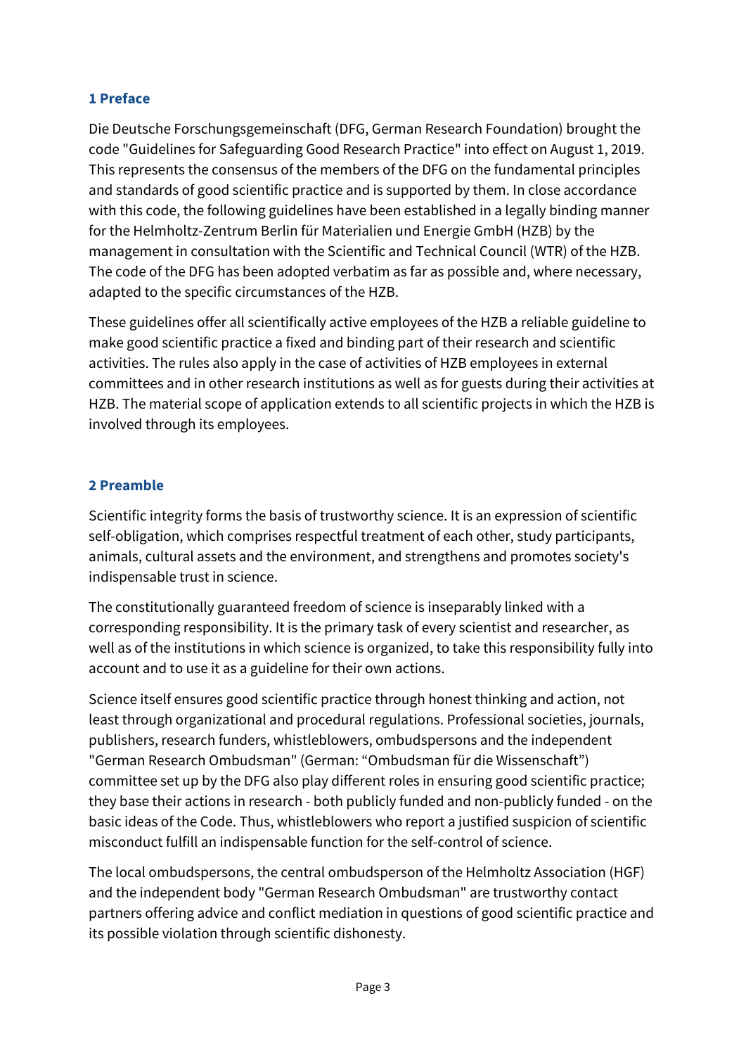## 1 Preface

Die Deutsche Forschungsgemeinschaft (DFG, German Research Foundation) brought the code "Guidelines for Safeguarding Good Research Practice" into effect on August 1, 2019. This represents the consensus of the members of the DFG on the fundamental principles and standards of good scientific practice and is supported by them. In close accordance with this code, the following guidelines have been established in a legally binding manner for the Helmholtz-Zentrum Berlin für Materialien und Energie GmbH (HZB) by the management in consultation with the Scientific and Technical Council (WTR) of the HZB. The code of the DFG has been adopted verbatim as far as possible and, where necessary, adapted to the specific circumstances of the HZB.

These guidelines offer all scientifically active employees of the HZB a reliable guideline to make good scientific practice a fixed and binding part of their research and scientific activities. The rules also apply in the case of activities of HZB employees in external committees and in other research institutions as well as for guests during their activities at HZB. The material scope of application extends to all scientific projects in which the HZB is involved through its employees.

## 2 Preamble

Scientific integrity forms the basis of trustworthy science. It is an expression of scientific self-obligation, which comprises respectful treatment of each other, study participants, animals, cultural assets and the environment, and strengthens and promotes society's indispensable trust in science.

The constitutionally guaranteed freedom of science is inseparably linked with a corresponding responsibility. It is the primary task of every scientist and researcher, as well as of the institutions in which science is organized, to take this responsibility fully into account and to use it as a guideline for their own actions.

Science itself ensures good scientific practice through honest thinking and action, not least through organizational and procedural regulations. Professional societies, journals, publishers, research funders, whistleblowers, ombudspersons and the independent "German Research Ombudsman" (German: "Ombudsman für die Wissenschaft") committee set up by the DFG also play different roles in ensuring good scientific practice; they base their actions in research - both publicly funded and non-publicly funded - on the basic ideas of the Code. Thus, whistleblowers who report a justified suspicion of scientific misconduct fulfill an indispensable function for the self-control of science.

The local ombudspersons, the central ombudsperson of the Helmholtz Association (HGF) and the independent body "German Research Ombudsman" are trustworthy contact partners offering advice and conflict mediation in questions of good scientific practice and its possible violation through scientific dishonesty.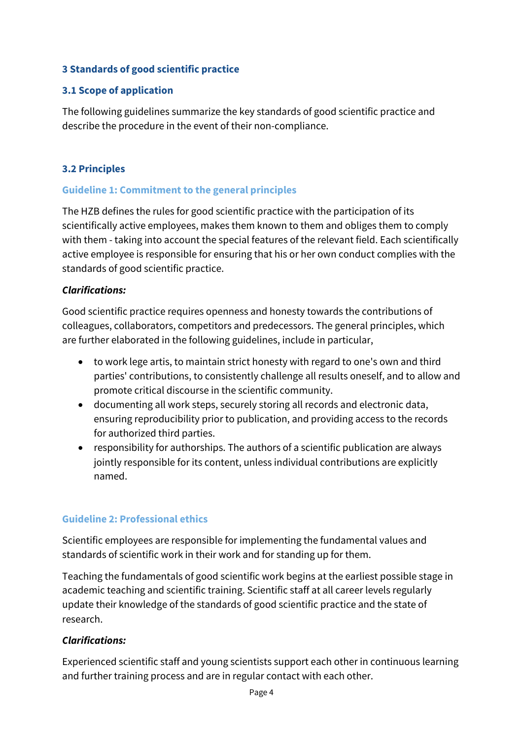## 3 Standards of good scientific practice

### 3.1 Scope of application

The following guidelines summarize the key standards of good scientific practice and describe the procedure in the event of their non-compliance.

### 3.2 Principles

#### Guideline 1: Commitment to the general principles

The HZB defines the rules for good scientific practice with the participation of its scientifically active employees, makes them known to them and obliges them to comply with them - taking into account the special features of the relevant field. Each scientifically active employee is responsible for ensuring that his or her own conduct complies with the standards of good scientific practice.

***Clarifications:***

Good scientific practice requires openness and honesty towards the contributions of colleagues, collaborators, competitors and predecessors. The general principles, which are further elaborated in the following guidelines, include in particular,

- to work lege artis, to maintain strict honesty with regard to one's own and third parties' contributions, to consistently challenge all results oneself, and to allow and promote critical discourse in the scientific community.
- documenting all work steps, securely storing all records and electronic data, ensuring reproducibility prior to publication, and providing access to the records for authorized third parties.
- responsibility for authorships. The authors of a scientific publication are always jointly responsible for its content, unless individual contributions are explicitly named.

#### Guideline 2: Professional ethics

Scientific employees are responsible for implementing the fundamental values and standards of scientific work in their work and for standing up for them.

Teaching the fundamentals of good scientific work begins at the earliest possible stage in academic teaching and scientific training. Scientific staff at all career levels regularly update their knowledge of the standards of good scientific practice and the state of research.

***Clarifications:***

Experienced scientific staff and young scientists support each other in continuous learning and further training process and are in regular contact with each other.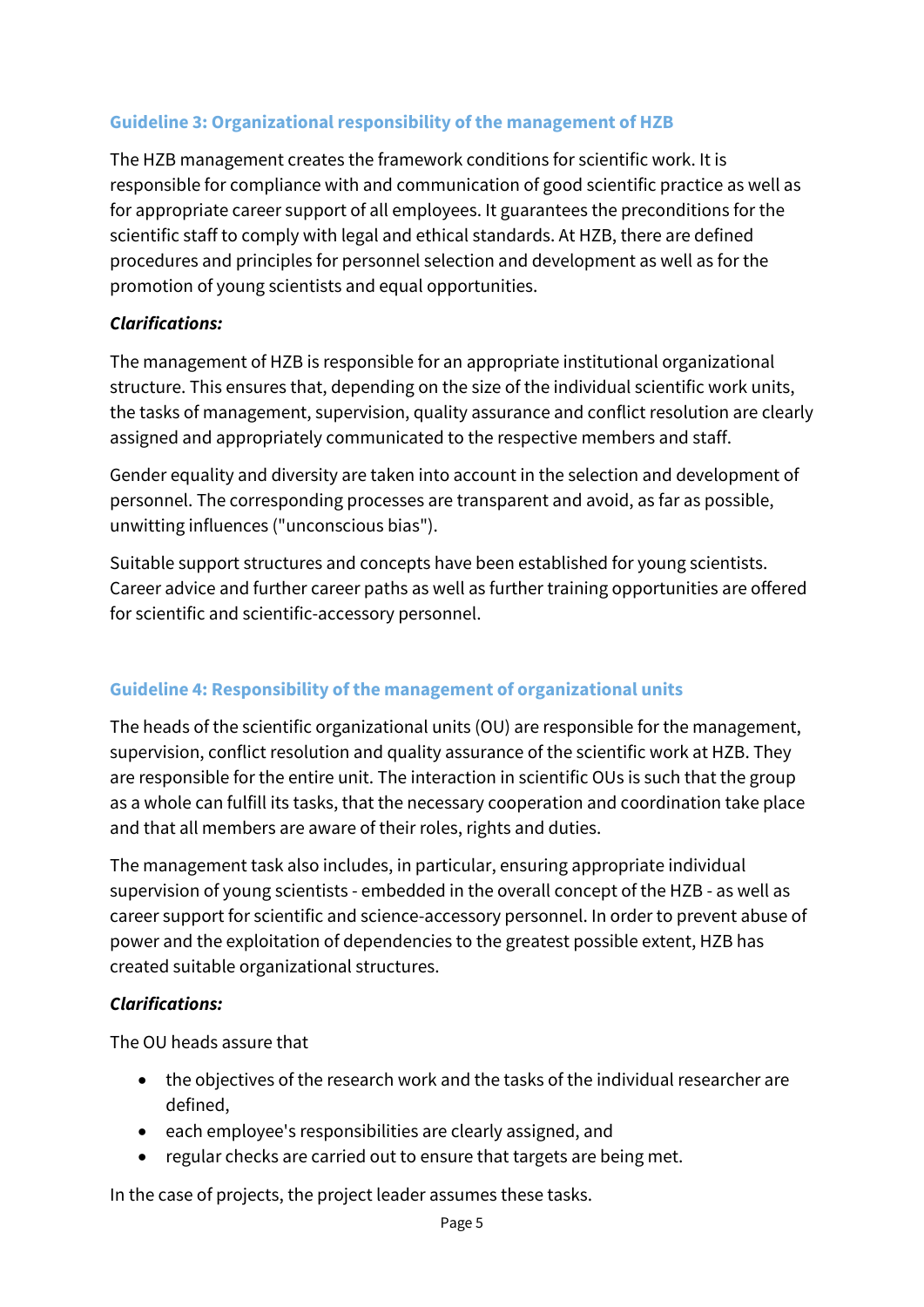### Guideline 3: Organizational responsibility of the management of HZB

The HZB management creates the framework conditions for scientific work. It is responsible for compliance with and communication of good scientific practice as well as for appropriate career support of all employees. It guarantees the preconditions for the scientific staff to comply with legal and ethical standards. At HZB, there are defined procedures and principles for personnel selection and development as well as for the promotion of young scientists and equal opportunities.

***Clarifications:***

The management of HZB is responsible for an appropriate institutional organizational structure. This ensures that, depending on the size of the individual scientific work units, the tasks of management, supervision, quality assurance and conflict resolution are clearly assigned and appropriately communicated to the respective members and staff.

Gender equality and diversity are taken into account in the selection and development of personnel. The corresponding processes are transparent and avoid, as far as possible, unwitting influences ("unconscious bias").

Suitable support structures and concepts have been established for young scientists. Career advice and further career paths as well as further training opportunities are offered for scientific and scientific-accessory personnel.

### Guideline 4: Responsibility of the management of organizational units

The heads of the scientific organizational units (OU) are responsible for the management, supervision, conflict resolution and quality assurance of the scientific work at HZB. They are responsible for the entire unit. The interaction in scientific OUs is such that the group as a whole can fulfill its tasks, that the necessary cooperation and coordination take place and that all members are aware of their roles, rights and duties.

The management task also includes, in particular, ensuring appropriate individual supervision of young scientists - embedded in the overall concept of the HZB - as well as career support for scientific and science-accessory personnel. In order to prevent abuse of power and the exploitation of dependencies to the greatest possible extent, HZB has created suitable organizational structures.

***Clarifications:***

The OU heads assure that

- the objectives of the research work and the tasks of the individual researcher are defined,
- each employee's responsibilities are clearly assigned, and
- regular checks are carried out to ensure that targets are being met.

In the case of projects, the project leader assumes these tasks.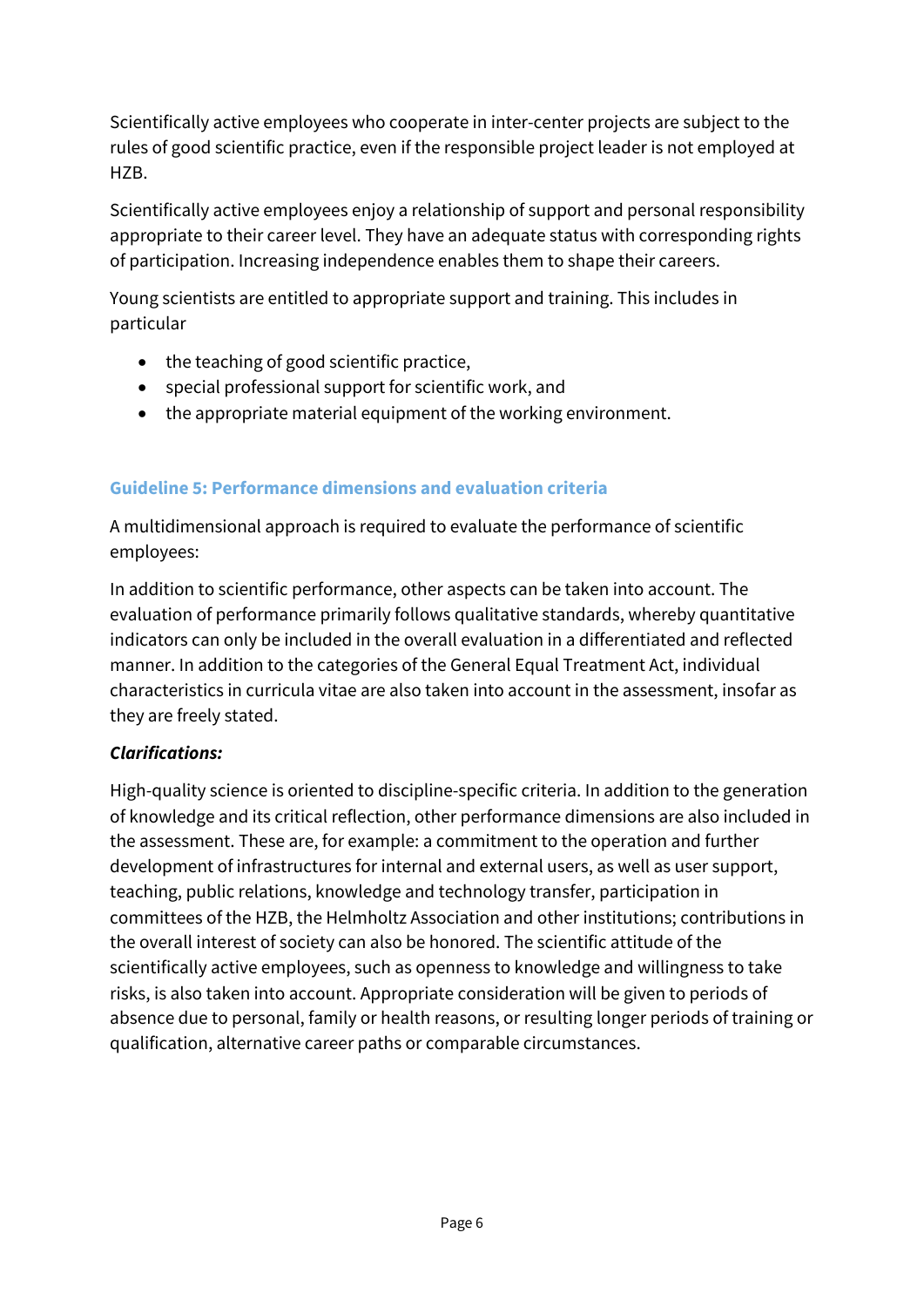Scientifically active employees who cooperate in inter-center projects are subject to the rules of good scientific practice, even if the responsible project leader is not employed at HZB.

Scientifically active employees enjoy a relationship of support and personal responsibility appropriate to their career level. They have an adequate status with corresponding rights of participation. Increasing independence enables them to shape their careers.

Young scientists are entitled to appropriate support and training. This includes in particular

- the teaching of good scientific practice,
- special professional support for scientific work, and
- the appropriate material equipment of the working environment.

## Guideline 5: Performance dimensions and evaluation criteria

A multidimensional approach is required to evaluate the performance of scientific employees:

In addition to scientific performance, other aspects can be taken into account. The evaluation of performance primarily follows qualitative standards, whereby quantitative indicators can only be included in the overall evaluation in a differentiated and reflected manner. In addition to the categories of the General Equal Treatment Act, individual characteristics in curricula vitae are also taken into account in the assessment, insofar as they are freely stated.

***Clarifications:***

High-quality science is oriented to discipline-specific criteria. In addition to the generation of knowledge and its critical reflection, other performance dimensions are also included in the assessment. These are, for example: a commitment to the operation and further development of infrastructures for internal and external users, as well as user support, teaching, public relations, knowledge and technology transfer, participation in committees of the HZB, the Helmholtz Association and other institutions; contributions in the overall interest of society can also be honored. The scientific attitude of the scientifically active employees, such as openness to knowledge and willingness to take risks, is also taken into account. Appropriate consideration will be given to periods of absence due to personal, family or health reasons, or resulting longer periods of training or qualification, alternative career paths or comparable circumstances.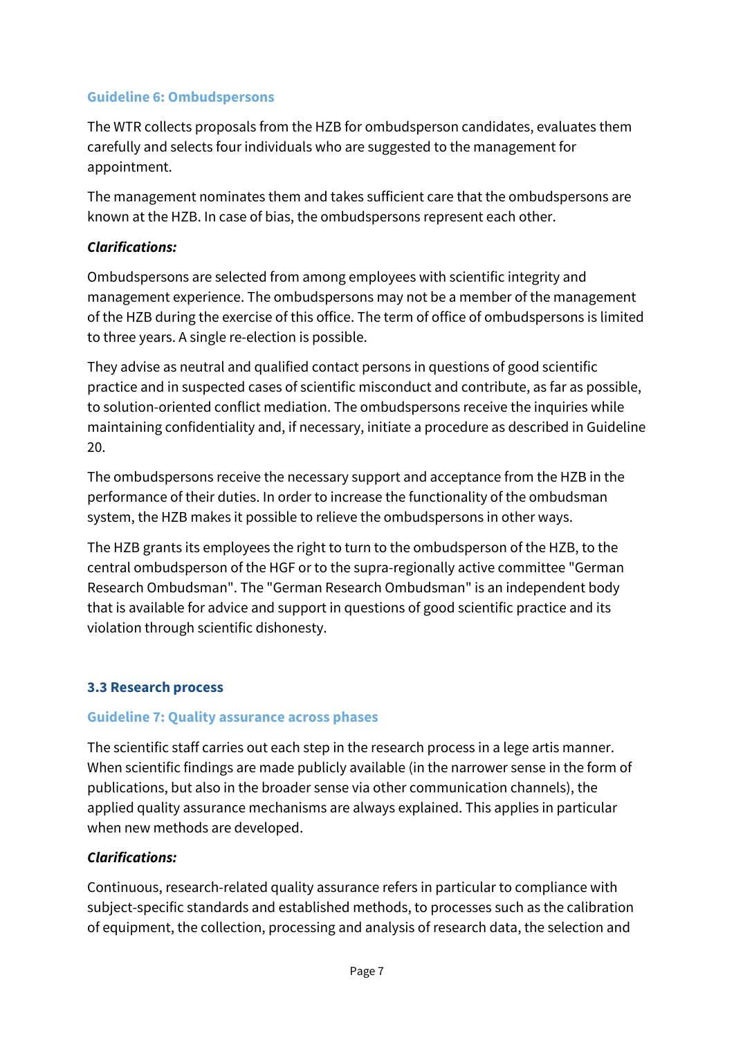### Guideline 6: Ombudspersons

The WTR collects proposals from the HZB for ombudsperson candidates, evaluates them carefully and selects four individuals who are suggested to the management for appointment.

The management nominates them and takes sufficient care that the ombudspersons are known at the HZB. In case of bias, the ombudspersons represent each other.

***Clarifications:***

Ombudspersons are selected from among employees with scientific integrity and management experience. The ombudspersons may not be a member of the management of the HZB during the exercise of this office. The term of office of ombudspersons is limited to three years. A single re-election is possible.

They advise as neutral and qualified contact persons in questions of good scientific practice and in suspected cases of scientific misconduct and contribute, as far as possible, to solution-oriented conflict mediation. The ombudspersons receive the inquiries while maintaining confidentiality and, if necessary, initiate a procedure as described in Guideline 20.

The ombudspersons receive the necessary support and acceptance from the HZB in the performance of their duties. In order to increase the functionality of the ombudsman system, the HZB makes it possible to relieve the ombudspersons in other ways.

The HZB grants its employees the right to turn to the ombudsperson of the HZB, to the central ombudsperson of the HGF or to the supra-regionally active committee "German Research Ombudsman". The "German Research Ombudsman" is an independent body that is available for advice and support in questions of good scientific practice and its violation through scientific dishonesty.

## 3.3 Research process

### Guideline 7: Quality assurance across phases

The scientific staff carries out each step in the research process in a lege artis manner. When scientific findings are made publicly available (in the narrower sense in the form of publications, but also in the broader sense via other communication channels), the applied quality assurance mechanisms are always explained. This applies in particular when new methods are developed.

***Clarifications:***

Continuous, research-related quality assurance refers in particular to compliance with subject-specific standards and established methods, to processes such as the calibration of equipment, the collection, processing and analysis of research data, the selection and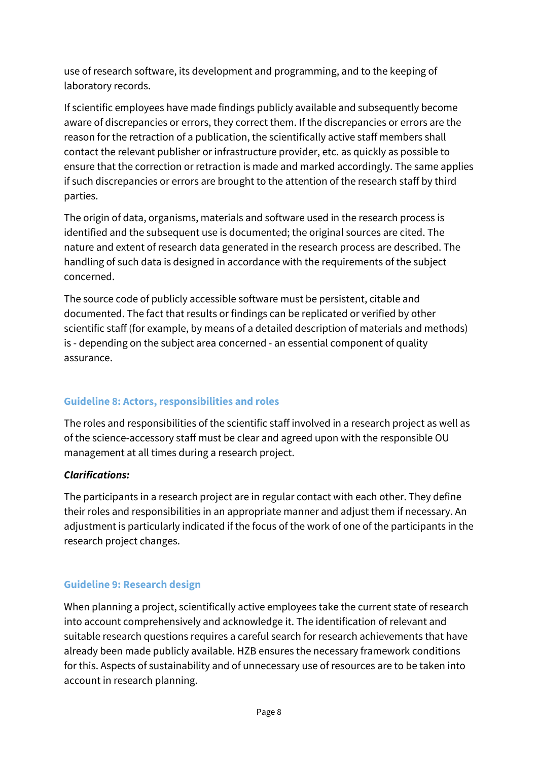use of research software, its development and programming, and to the keeping of laboratory records.

If scientific employees have made findings publicly available and subsequently become aware of discrepancies or errors, they correct them. If the discrepancies or errors are the reason for the retraction of a publication, the scientifically active staff members shall contact the relevant publisher or infrastructure provider, etc. as quickly as possible to ensure that the correction or retraction is made and marked accordingly. The same applies if such discrepancies or errors are brought to the attention of the research staff by third parties.

The origin of data, organisms, materials and software used in the research process is identified and the subsequent use is documented; the original sources are cited. The nature and extent of research data generated in the research process are described. The handling of such data is designed in accordance with the requirements of the subject concerned.

The source code of publicly accessible software must be persistent, citable and documented. The fact that results or findings can be replicated or verified by other scientific staff (for example, by means of a detailed description of materials and methods) is - depending on the subject area concerned - an essential component of quality assurance.

## Guideline 8: Actors, responsibilities and roles

The roles and responsibilities of the scientific staff involved in a research project as well as of the science-accessory staff must be clear and agreed upon with the responsible OU management at all times during a research project.

***Clarifications:***

The participants in a research project are in regular contact with each other. They define their roles and responsibilities in an appropriate manner and adjust them if necessary. An adjustment is particularly indicated if the focus of the work of one of the participants in the research project changes.

## Guideline 9: Research design

When planning a project, scientifically active employees take the current state of research into account comprehensively and acknowledge it. The identification of relevant and suitable research questions requires a careful search for research achievements that have already been made publicly available. HZB ensures the necessary framework conditions for this. Aspects of sustainability and of unnecessary use of resources are to be taken into account in research planning.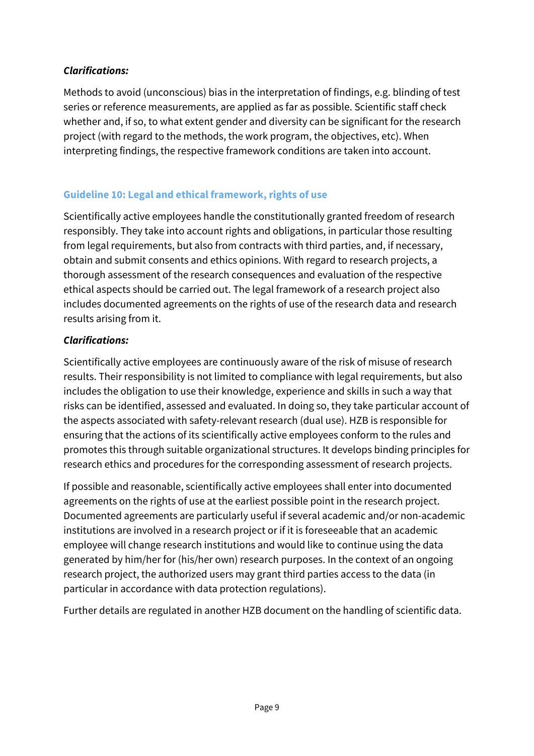***Clarifications:***

Methods to avoid (unconscious) bias in the interpretation of findings, e.g. blinding of test series or reference measurements, are applied as far as possible. Scientific staff check whether and, if so, to what extent gender and diversity can be significant for the research project (with regard to the methods, the work program, the objectives, etc). When interpreting findings, the respective framework conditions are taken into account.

## Guideline 10: Legal and ethical framework, rights of use

Scientifically active employees handle the constitutionally granted freedom of research responsibly. They take into account rights and obligations, in particular those resulting from legal requirements, but also from contracts with third parties, and, if necessary, obtain and submit consents and ethics opinions. With regard to research projects, a thorough assessment of the research consequences and evaluation of the respective ethical aspects should be carried out. The legal framework of a research project also includes documented agreements on the rights of use of the research data and research results arising from it.

***Clarifications:***

Scientifically active employees are continuously aware of the risk of misuse of research results. Their responsibility is not limited to compliance with legal requirements, but also includes the obligation to use their knowledge, experience and skills in such a way that risks can be identified, assessed and evaluated. In doing so, they take particular account of the aspects associated with safety-relevant research (dual use). HZB is responsible for ensuring that the actions of its scientifically active employees conform to the rules and promotes this through suitable organizational structures. It develops binding principles for research ethics and procedures for the corresponding assessment of research projects.

If possible and reasonable, scientifically active employees shall enter into documented agreements on the rights of use at the earliest possible point in the research project. Documented agreements are particularly useful if several academic and/or non-academic institutions are involved in a research project or if it is foreseeable that an academic employee will change research institutions and would like to continue using the data generated by him/her for (his/her own) research purposes. In the context of an ongoing research project, the authorized users may grant third parties access to the data (in particular in accordance with data protection regulations).

Further details are regulated in another HZB document on the handling of scientific data.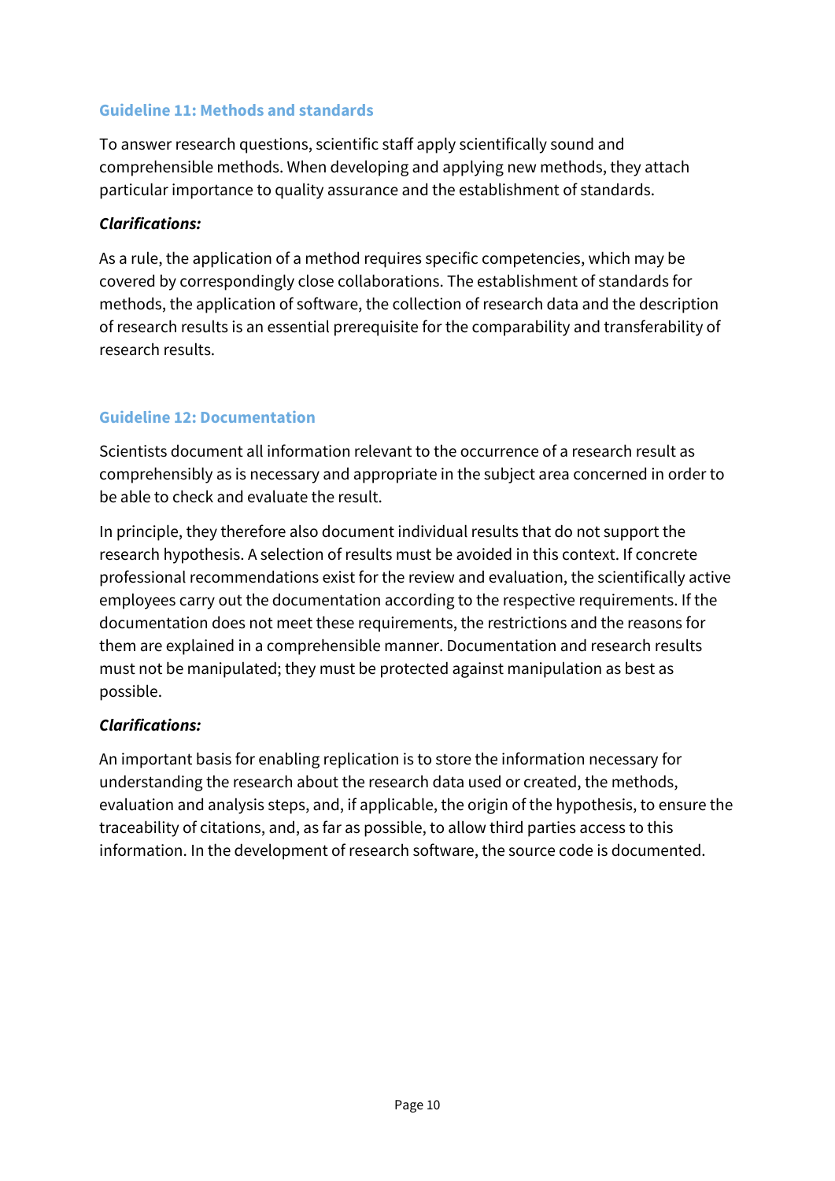## Guideline 11: Methods and standards

To answer research questions, scientific staff apply scientifically sound and comprehensible methods. When developing and applying new methods, they attach particular importance to quality assurance and the establishment of standards.

***Clarifications:***

As a rule, the application of a method requires specific competencies, which may be covered by correspondingly close collaborations. The establishment of standards for methods, the application of software, the collection of research data and the description of research results is an essential prerequisite for the comparability and transferability of research results.

## Guideline 12: Documentation

Scientists document all information relevant to the occurrence of a research result as comprehensibly as is necessary and appropriate in the subject area concerned in order to be able to check and evaluate the result.

In principle, they therefore also document individual results that do not support the research hypothesis. A selection of results must be avoided in this context. If concrete professional recommendations exist for the review and evaluation, the scientifically active employees carry out the documentation according to the respective requirements. If the documentation does not meet these requirements, the restrictions and the reasons for them are explained in a comprehensible manner. Documentation and research results must not be manipulated; they must be protected against manipulation as best as possible.

***Clarifications:***

An important basis for enabling replication is to store the information necessary for understanding the research about the research data used or created, the methods, evaluation and analysis steps, and, if applicable, the origin of the hypothesis, to ensure the traceability of citations, and, as far as possible, to allow third parties access to this information. In the development of research software, the source code is documented.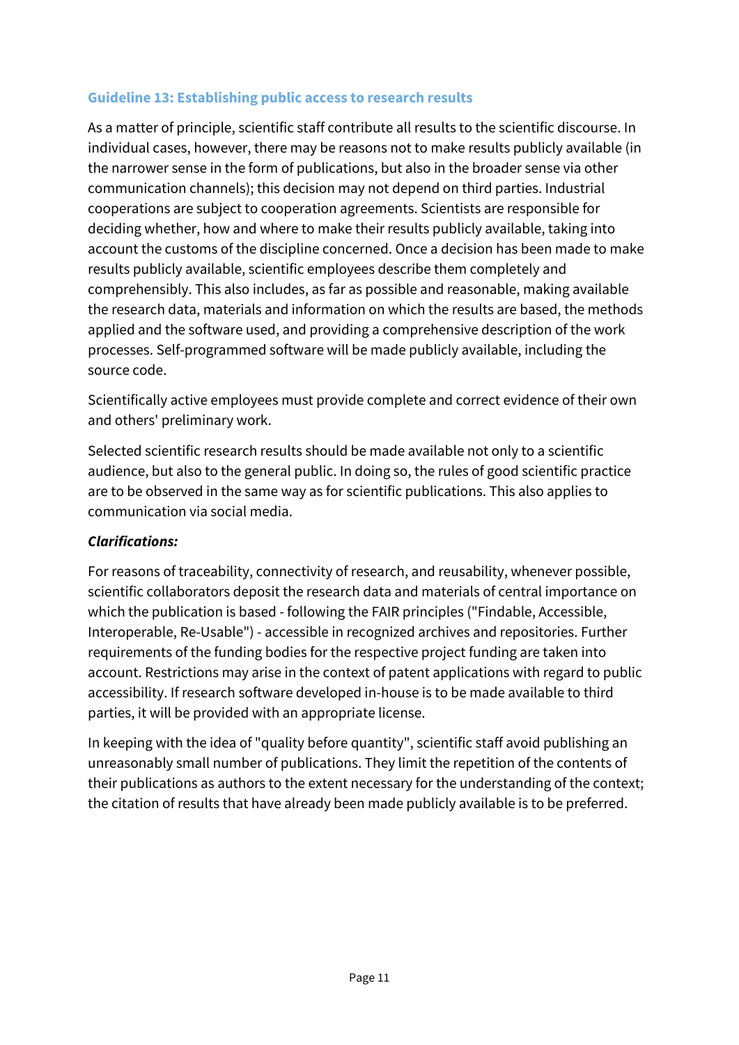### Guideline 13: Establishing public access to research results

As a matter of principle, scientific staff contribute all results to the scientific discourse. In individual cases, however, there may be reasons not to make results publicly available (in the narrower sense in the form of publications, but also in the broader sense via other communication channels); this decision may not depend on third parties. Industrial cooperations are subject to cooperation agreements. Scientists are responsible for deciding whether, how and where to make their results publicly available, taking into account the customs of the discipline concerned. Once a decision has been made to make results publicly available, scientific employees describe them completely and comprehensibly. This also includes, as far as possible and reasonable, making available the research data, materials and information on which the results are based, the methods applied and the software used, and providing a comprehensive description of the work processes. Self-programmed software will be made publicly available, including the source code.

Scientifically active employees must provide complete and correct evidence of their own and others' preliminary work.

Selected scientific research results should be made available not only to a scientific audience, but also to the general public. In doing so, the rules of good scientific practice are to be observed in the same way as for scientific publications. This also applies to communication via social media.

***Clarifications:***

For reasons of traceability, connectivity of research, and reusability, whenever possible, scientific collaborators deposit the research data and materials of central importance on which the publication is based - following the FAIR principles ("Findable, Accessible, Interoperable, Re-Usable") - accessible in recognized archives and repositories. Further requirements of the funding bodies for the respective project funding are taken into account. Restrictions may arise in the context of patent applications with regard to public accessibility. If research software developed in-house is to be made available to third parties, it will be provided with an appropriate license.

In keeping with the idea of "quality before quantity", scientific staff avoid publishing an unreasonably small number of publications. They limit the repetition of the contents of their publications as authors to the extent necessary for the understanding of the context; the citation of results that have already been made publicly available is to be preferred.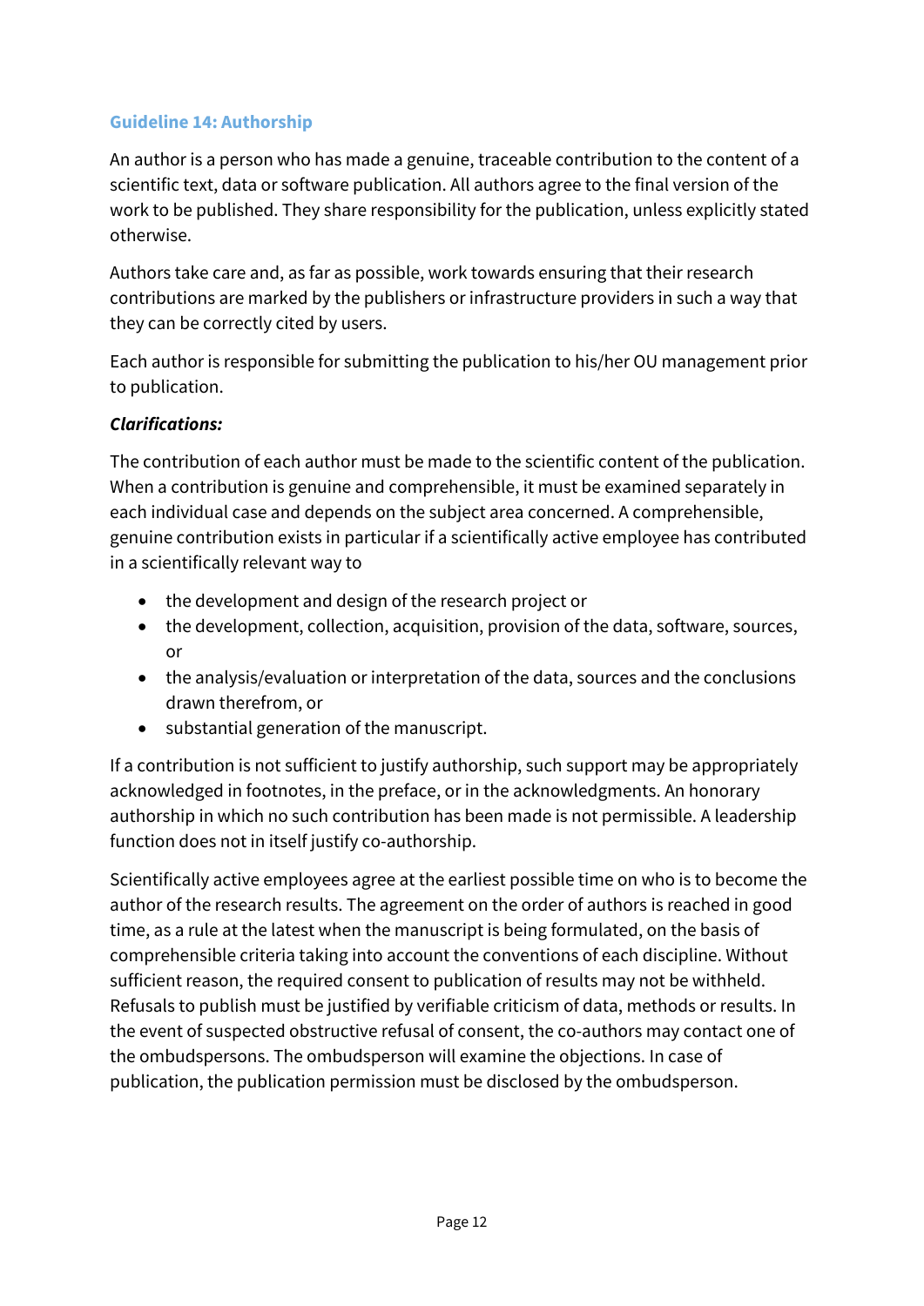### Guideline 14: Authorship

An author is a person who has made a genuine, traceable contribution to the content of a scientific text, data or software publication. All authors agree to the final version of the work to be published. They share responsibility for the publication, unless explicitly stated otherwise.

Authors take care and, as far as possible, work towards ensuring that their research contributions are marked by the publishers or infrastructure providers in such a way that they can be correctly cited by users.

Each author is responsible for submitting the publication to his/her OU management prior to publication.

***Clarifications:***

The contribution of each author must be made to the scientific content of the publication. When a contribution is genuine and comprehensible, it must be examined separately in each individual case and depends on the subject area concerned. A comprehensible, genuine contribution exists in particular if a scientifically active employee has contributed in a scientifically relevant way to

- the development and design of the research project or
- the development, collection, acquisition, provision of the data, software, sources, or
- the analysis/evaluation or interpretation of the data, sources and the conclusions drawn therefrom, or
- substantial generation of the manuscript.

If a contribution is not sufficient to justify authorship, such support may be appropriately acknowledged in footnotes, in the preface, or in the acknowledgments. An honorary authorship in which no such contribution has been made is not permissible. A leadership function does not in itself justify co-authorship.

Scientifically active employees agree at the earliest possible time on who is to become the author of the research results. The agreement on the order of authors is reached in good time, as a rule at the latest when the manuscript is being formulated, on the basis of comprehensible criteria taking into account the conventions of each discipline. Without sufficient reason, the required consent to publication of results may not be withheld. Refusals to publish must be justified by verifiable criticism of data, methods or results. In the event of suspected obstructive refusal of consent, the co-authors may contact one of the ombudspersons. The ombudsperson will examine the objections. In case of publication, the publication permission must be disclosed by the ombudsperson.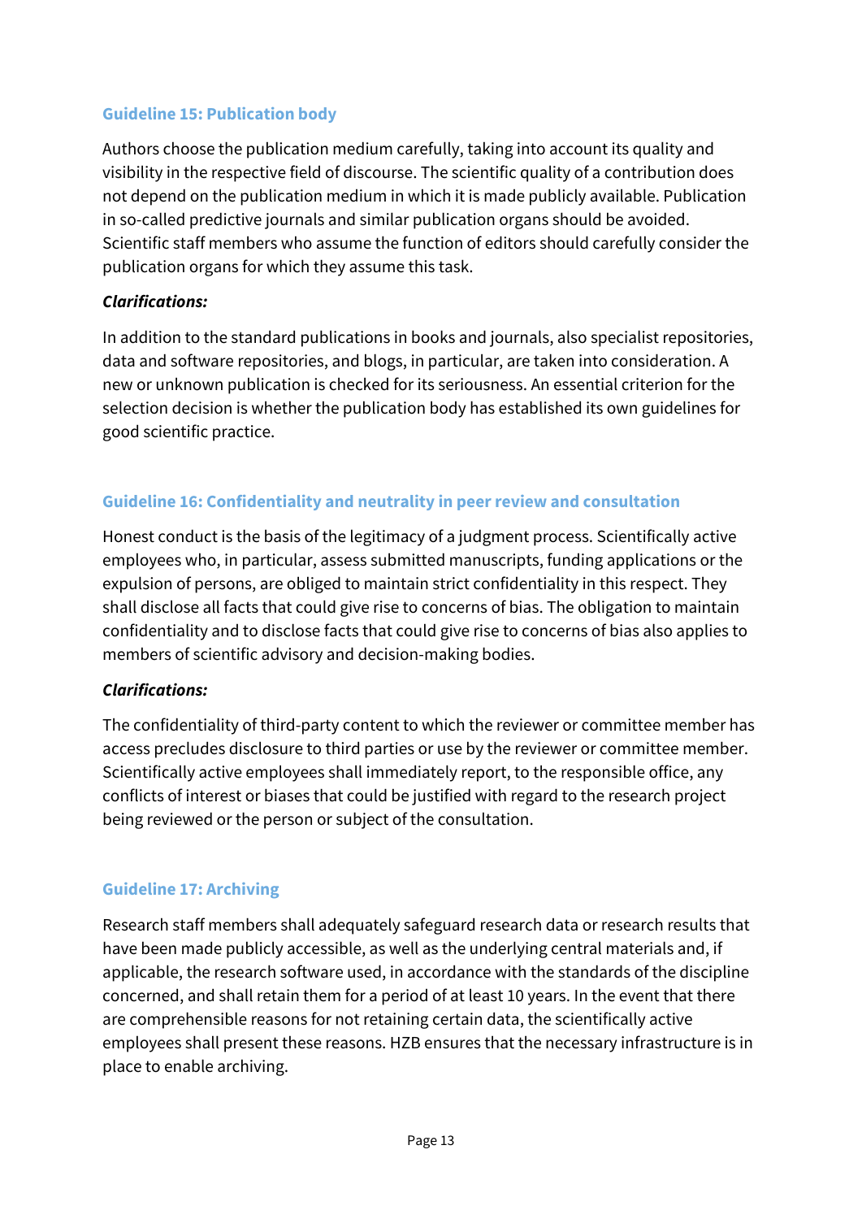### Guideline 15: Publication body

Authors choose the publication medium carefully, taking into account its quality and visibility in the respective field of discourse. The scientific quality of a contribution does not depend on the publication medium in which it is made publicly available. Publication in so-called predictive journals and similar publication organs should be avoided. Scientific staff members who assume the function of editors should carefully consider the publication organs for which they assume this task.

***Clarifications:***

In addition to the standard publications in books and journals, also specialist repositories, data and software repositories, and blogs, in particular, are taken into consideration. A new or unknown publication is checked for its seriousness. An essential criterion for the selection decision is whether the publication body has established its own guidelines for good scientific practice.

### Guideline 16: Confidentiality and neutrality in peer review and consultation

Honest conduct is the basis of the legitimacy of a judgment process. Scientifically active employees who, in particular, assess submitted manuscripts, funding applications or the expulsion of persons, are obliged to maintain strict confidentiality in this respect. They shall disclose all facts that could give rise to concerns of bias. The obligation to maintain confidentiality and to disclose facts that could give rise to concerns of bias also applies to members of scientific advisory and decision-making bodies.

***Clarifications:***

The confidentiality of third-party content to which the reviewer or committee member has access precludes disclosure to third parties or use by the reviewer or committee member. Scientifically active employees shall immediately report, to the responsible office, any conflicts of interest or biases that could be justified with regard to the research project being reviewed or the person or subject of the consultation.

### Guideline 17: Archiving

Research staff members shall adequately safeguard research data or research results that have been made publicly accessible, as well as the underlying central materials and, if applicable, the research software used, in accordance with the standards of the discipline concerned, and shall retain them for a period of at least 10 years. In the event that there are comprehensible reasons for not retaining certain data, the scientifically active employees shall present these reasons. HZB ensures that the necessary infrastructure is in place to enable archiving.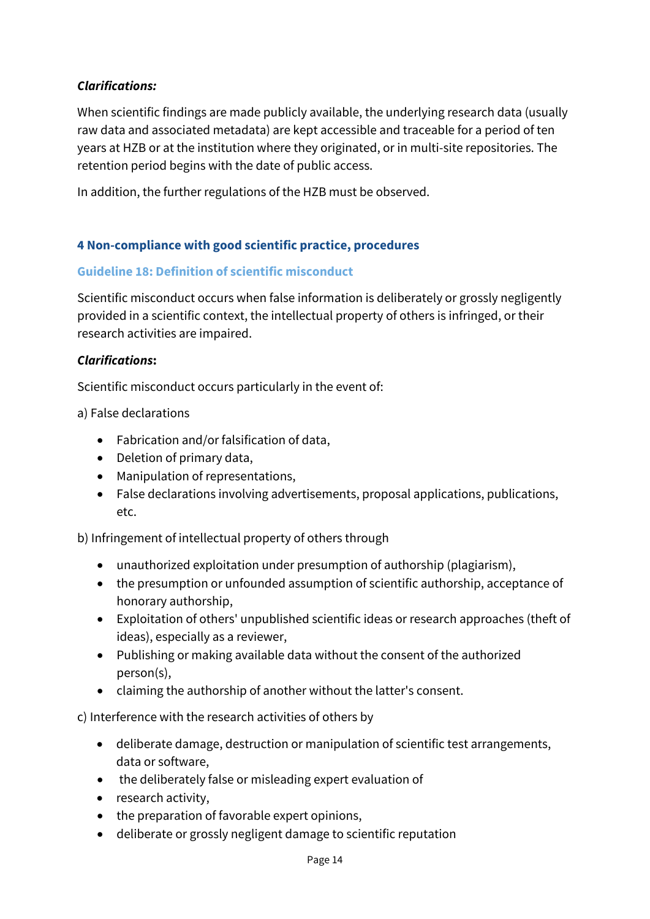***Clarifications:***

When scientific findings are made publicly available, the underlying research data (usually raw data and associated metadata) are kept accessible and traceable for a period of ten years at HZB or at the institution where they originated, or in multi-site repositories. The retention period begins with the date of public access.

In addition, the further regulations of the HZB must be observed.

## 4 Non-compliance with good scientific practice, procedures

### Guideline 18: Definition of scientific misconduct

Scientific misconduct occurs when false information is deliberately or grossly negligently provided in a scientific context, the intellectual property of others is infringed, or their research activities are impaired.

***Clarifications*:**

Scientific misconduct occurs particularly in the event of:

a) False declarations

- Fabrication and/or falsification of data,
- Deletion of primary data,
- Manipulation of representations,
- False declarations involving advertisements, proposal applications, publications, etc.

b) Infringement of intellectual property of others through

- unauthorized exploitation under presumption of authorship (plagiarism),
- the presumption or unfounded assumption of scientific authorship, acceptance of honorary authorship,
- Exploitation of others' unpublished scientific ideas or research approaches (theft of ideas), especially as a reviewer,
- Publishing or making available data without the consent of the authorized person(s),
- claiming the authorship of another without the latter's consent.

c) Interference with the research activities of others by

- deliberate damage, destruction or manipulation of scientific test arrangements, data or software,
- the deliberately false or misleading expert evaluation of
- research activity,
- the preparation of favorable expert opinions,
- deliberate or grossly negligent damage to scientific reputation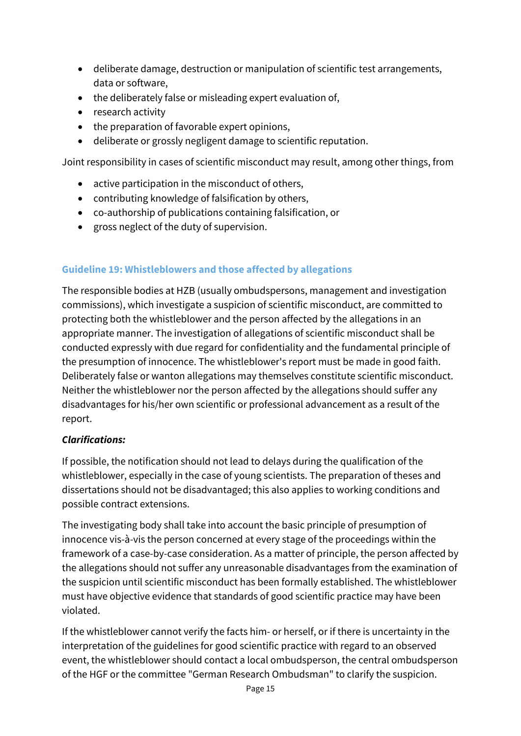- deliberate damage, destruction or manipulation of scientific test arrangements, data or software,
- the deliberately false or misleading expert evaluation of,
- research activity
- the preparation of favorable expert opinions,
- deliberate or grossly negligent damage to scientific reputation.

Joint responsibility in cases of scientific misconduct may result, among other things, from

- active participation in the misconduct of others,
- contributing knowledge of falsification by others,
- co-authorship of publications containing falsification, or
- gross neglect of the duty of supervision.

### Guideline 19: Whistleblowers and those affected by allegations

The responsible bodies at HZB (usually ombudspersons, management and investigation commissions), which investigate a suspicion of scientific misconduct, are committed to protecting both the whistleblower and the person affected by the allegations in an appropriate manner. The investigation of allegations of scientific misconduct shall be conducted expressly with due regard for confidentiality and the fundamental principle of the presumption of innocence. The whistleblower's report must be made in good faith. Deliberately false or wanton allegations may themselves constitute scientific misconduct. Neither the whistleblower nor the person affected by the allegations should suffer any disadvantages for his/her own scientific or professional advancement as a result of the report.

***Clarifications:***

If possible, the notification should not lead to delays during the qualification of the whistleblower, especially in the case of young scientists. The preparation of theses and dissertations should not be disadvantaged; this also applies to working conditions and possible contract extensions.

The investigating body shall take into account the basic principle of presumption of innocence vis-à-vis the person concerned at every stage of the proceedings within the framework of a case-by-case consideration. As a matter of principle, the person affected by the allegations should not suffer any unreasonable disadvantages from the examination of the suspicion until scientific misconduct has been formally established. The whistleblower must have objective evidence that standards of good scientific practice may have been violated.

If the whistleblower cannot verify the facts him- or herself, or if there is uncertainty in the interpretation of the guidelines for good scientific practice with regard to an observed event, the whistleblower should contact a local ombudsperson, the central ombudsperson of the HGF or the committee "German Research Ombudsman" to clarify the suspicion.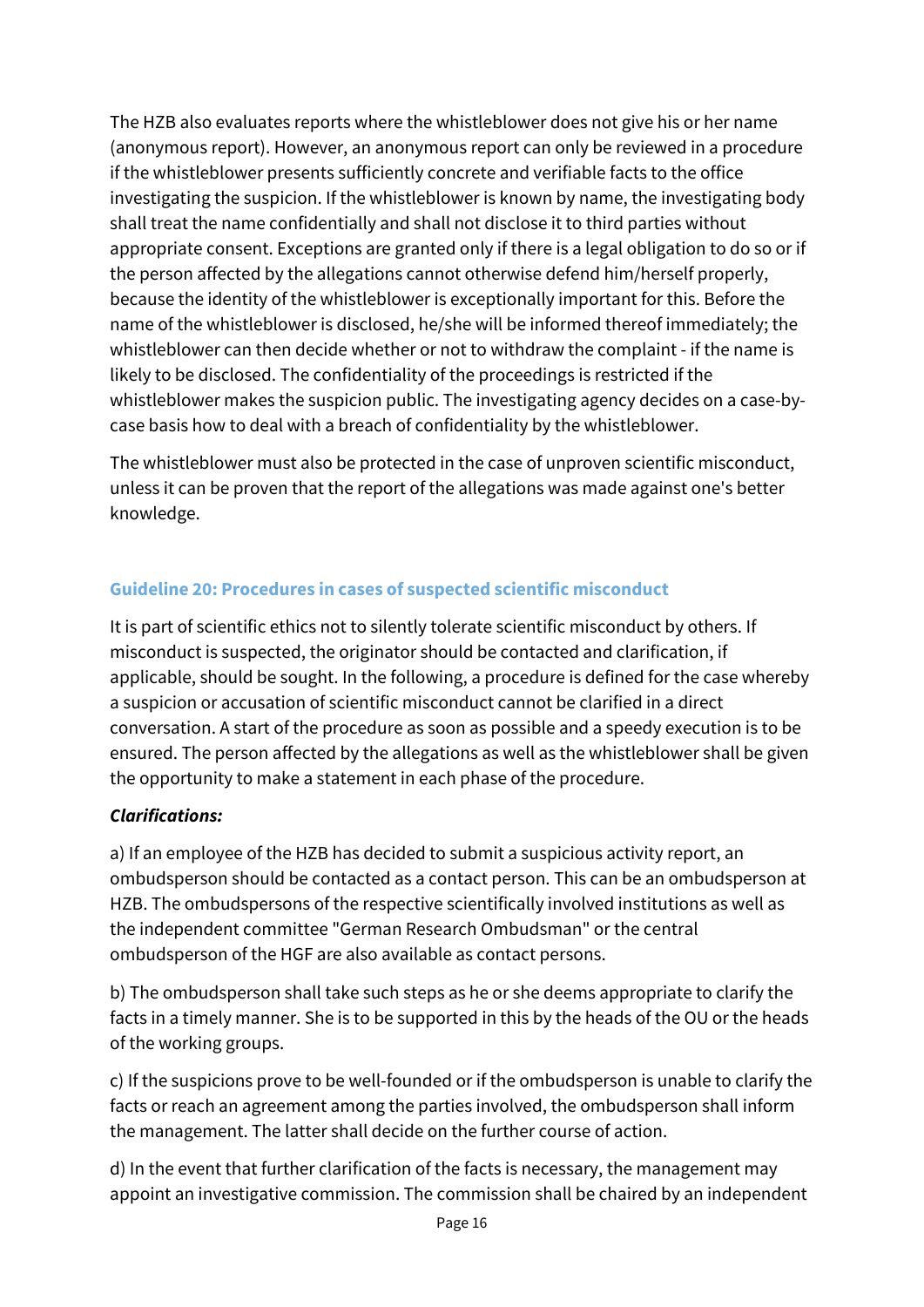The HZB also evaluates reports where the whistleblower does not give his or her name (anonymous report). However, an anonymous report can only be reviewed in a procedure if the whistleblower presents sufficiently concrete and verifiable facts to the office investigating the suspicion. If the whistleblower is known by name, the investigating body shall treat the name confidentially and shall not disclose it to third parties without appropriate consent. Exceptions are granted only if there is a legal obligation to do so or if the person affected by the allegations cannot otherwise defend him/herself properly, because the identity of the whistleblower is exceptionally important for this. Before the name of the whistleblower is disclosed, he/she will be informed thereof immediately; the whistleblower can then decide whether or not to withdraw the complaint - if the name is likely to be disclosed. The confidentiality of the proceedings is restricted if the whistleblower makes the suspicion public. The investigating agency decides on a case-by-case basis how to deal with a breach of confidentiality by the whistleblower.

The whistleblower must also be protected in the case of unproven scientific misconduct, unless it can be proven that the report of the allegations was made against one's better knowledge.

### Guideline 20: Procedures in cases of suspected scientific misconduct

It is part of scientific ethics not to silently tolerate scientific misconduct by others. If misconduct is suspected, the originator should be contacted and clarification, if applicable, should be sought. In the following, a procedure is defined for the case whereby a suspicion or accusation of scientific misconduct cannot be clarified in a direct conversation. A start of the procedure as soon as possible and a speedy execution is to be ensured. The person affected by the allegations as well as the whistleblower shall be given the opportunity to make a statement in each phase of the procedure.

***Clarifications:***

a) If an employee of the HZB has decided to submit a suspicious activity report, an ombudsperson should be contacted as a contact person. This can be an ombudsperson at HZB. The ombudspersons of the respective scientifically involved institutions as well as the independent committee "German Research Ombudsman" or the central ombudsperson of the HGF are also available as contact persons.

b) The ombudsperson shall take such steps as he or she deems appropriate to clarify the facts in a timely manner. She is to be supported in this by the heads of the OU or the heads of the working groups.

c) If the suspicions prove to be well-founded or if the ombudsperson is unable to clarify the facts or reach an agreement among the parties involved, the ombudsperson shall inform the management. The latter shall decide on the further course of action.

d) In the event that further clarification of the facts is necessary, the management may appoint an investigative commission. The commission shall be chaired by an independent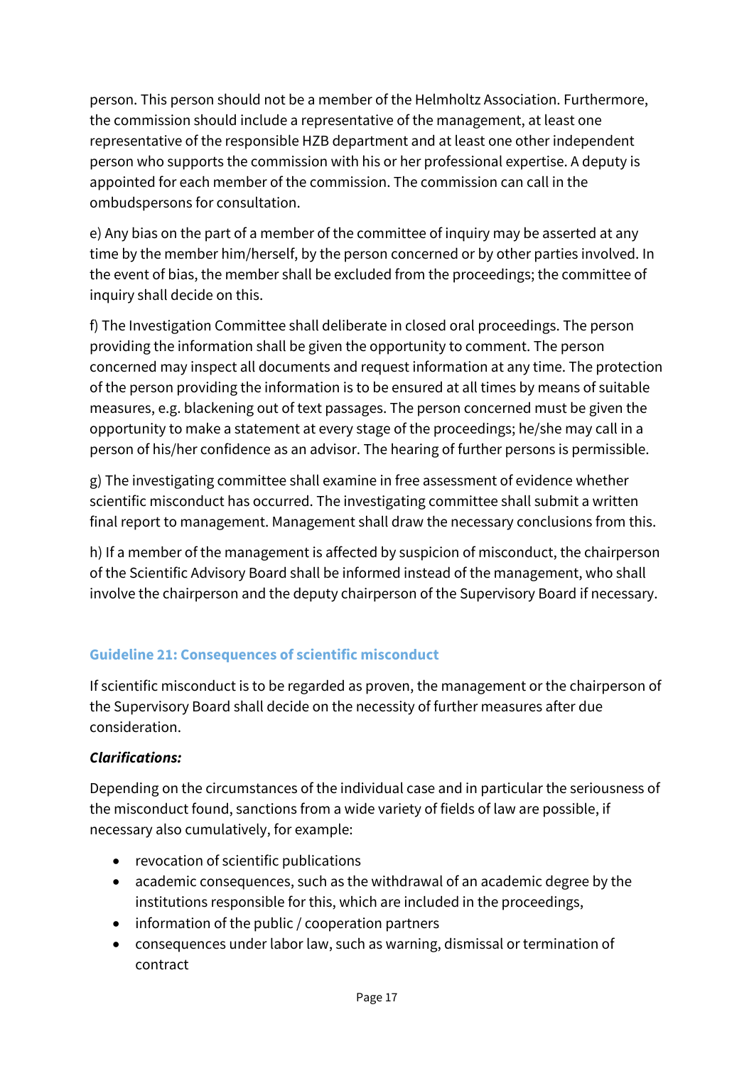person. This person should not be a member of the Helmholtz Association. Furthermore, the commission should include a representative of the management, at least one representative of the responsible HZB department and at least one other independent person who supports the commission with his or her professional expertise. A deputy is appointed for each member of the commission. The commission can call in the ombudspersons for consultation.

e) Any bias on the part of a member of the committee of inquiry may be asserted at any time by the member him/herself, by the person concerned or by other parties involved. In the event of bias, the member shall be excluded from the proceedings; the committee of inquiry shall decide on this.

f) The Investigation Committee shall deliberate in closed oral proceedings. The person providing the information shall be given the opportunity to comment. The person concerned may inspect all documents and request information at any time. The protection of the person providing the information is to be ensured at all times by means of suitable measures, e.g. blackening out of text passages. The person concerned must be given the opportunity to make a statement at every stage of the proceedings; he/she may call in a person of his/her confidence as an advisor. The hearing of further persons is permissible.

g) The investigating committee shall examine in free assessment of evidence whether scientific misconduct has occurred. The investigating committee shall submit a written final report to management. Management shall draw the necessary conclusions from this.

h) If a member of the management is affected by suspicion of misconduct, the chairperson of the Scientific Advisory Board shall be informed instead of the management, who shall involve the chairperson and the deputy chairperson of the Supervisory Board if necessary.

### Guideline 21: Consequences of scientific misconduct

If scientific misconduct is to be regarded as proven, the management or the chairperson of the Supervisory Board shall decide on the necessity of further measures after due consideration.

***Clarifications:***

Depending on the circumstances of the individual case and in particular the seriousness of the misconduct found, sanctions from a wide variety of fields of law are possible, if necessary also cumulatively, for example:

- revocation of scientific publications
- academic consequences, such as the withdrawal of an academic degree by the institutions responsible for this, which are included in the proceedings,
- information of the public / cooperation partners
- consequences under labor law, such as warning, dismissal or termination of contract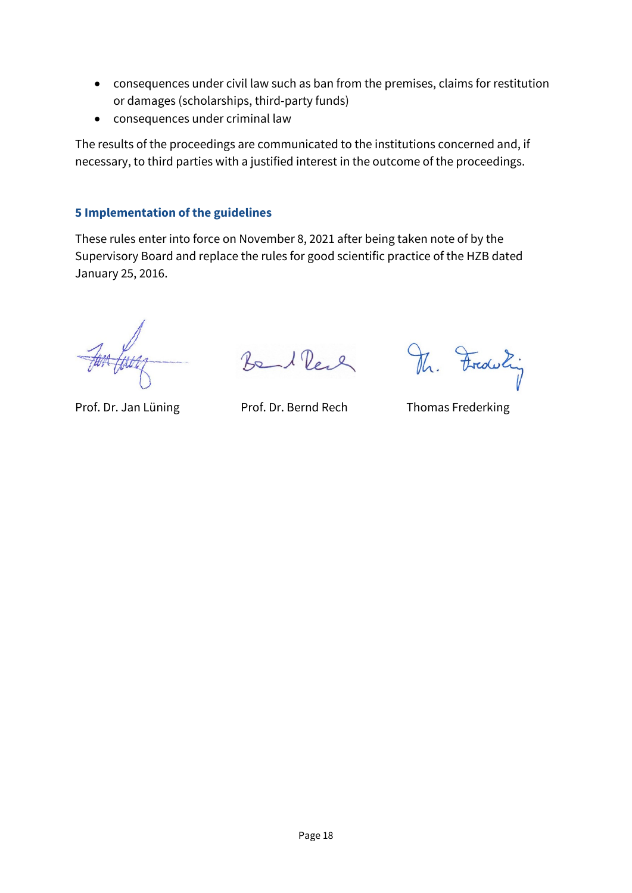- consequences under civil law such as ban from the premises, claims for restitution or damages (scholarships, third-party funds)
- consequences under criminal law

The results of the proceedings are communicated to the institutions concerned and, if necessary, to third parties with a justified interest in the outcome of the proceedings.

## 5 Implementation of the guidelines

These rules enter into force on November 8, 2021 after being taken note of by the Supervisory Board and replace the rules for good scientific practice of the HZB dated January 25, 2016.

| | | |
|---|---|---|
| Prof. Dr. Jan Lüning | Prof. Dr. Bernd Rech | Thomas Frederking |